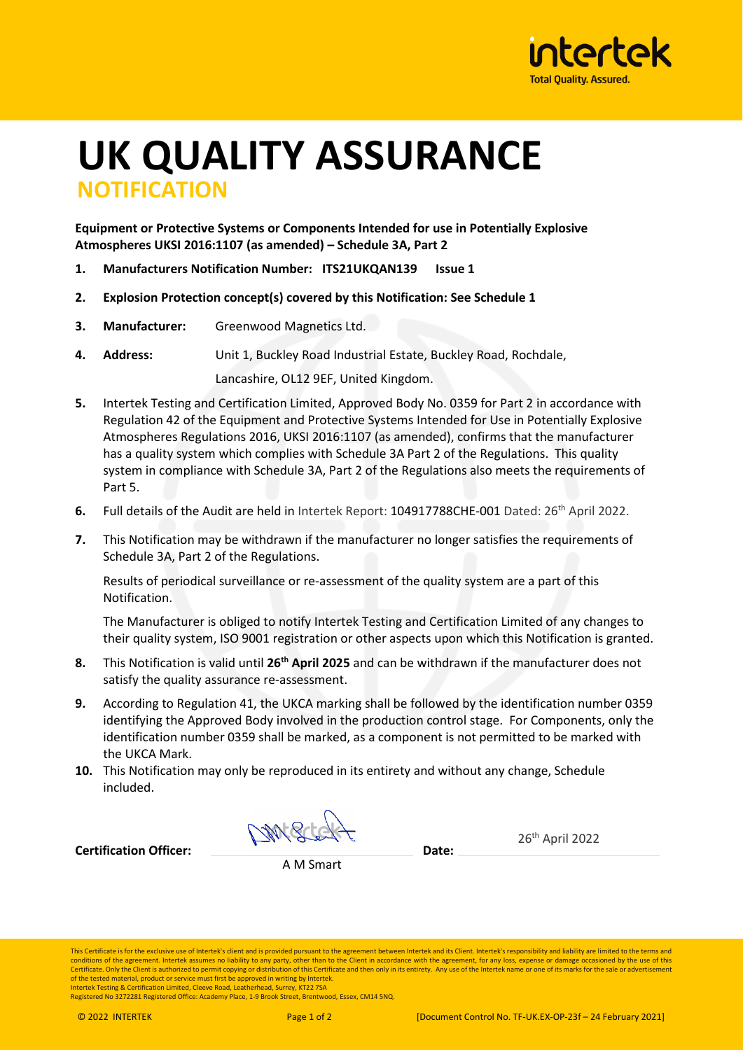# UK QUALITY ASSURANCE

## NOTIFICATION

**Equipment or Protective Systems or Components Intended for use in Potentially Explosive Atmospheres UKSI 2016:1107 (as amended) – Schedule 3A, Part 2**

1. **Manufacturers Notification Number: ITS21UKQAN139 Issue 1**
2. **Explosion Protection concept(s) covered by this Notification: See Schedule 1**
3. **Manufacturer:** Greenwood Magnetics Ltd.
4. **Address:** Unit 1, Buckley Road Industrial Estate, Buckley Road, Rochdale, Lancashire, OL12 9EF, United Kingdom.
5. Intertek Testing and Certification Limited, Approved Body No. 0359 for Part 2 in accordance with Regulation 42 of the Equipment and Protective Systems Intended for Use in Potentially Explosive Atmospheres Regulations 2016, UKSI 2016:1107 (as amended), confirms that the manufacturer has a quality system which complies with Schedule 3A Part 2 of the Regulations. This quality system in compliance with Schedule 3A, Part 2 of the Regulations also meets the requirements of Part 5.
6. Full details of the Audit are held in Intertek Report: 104917788CHE-001 Dated: 26th April 2022.
7. This Notification may be withdrawn if the manufacturer no longer satisfies the requirements of Schedule 3A, Part 2 of the Regulations.

   Results of periodical surveillance or re-assessment of the quality system are a part of this Notification.

   The Manufacturer is obliged to notify Intertek Testing and Certification Limited of any changes to their quality system, ISO 9001 registration or other aspects upon which this Notification is granted.
8. This Notification is valid until **26th April 2025** and can be withdrawn if the manufacturer does not satisfy the quality assurance re-assessment.
9. According to Regulation 41, the UKCA marking shall be followed by the identification number 0359 identifying the Approved Body involved in the production control stage. For Components, only the identification number 0359 shall be marked, as a component is not permitted to be marked with the UKCA Mark.
10. This Notification may only be reproduced in its entirety and without any change, Schedule included.

**Certification Officer:** A M Smart **Date:** 26th April 2022

This Certificate is for the exclusive use of Intertek's client and is provided pursuant to the agreement between Intertek and its Client. Intertek's responsibility and liability are limited to the terms and conditions of the agreement. Intertek assumes no liability to any party, other than to the Client in accordance with the agreement, for any loss, expense or damage occasioned by the use of this Certificate. Only the Client is authorized to permit copying or distribution of this Certificate and then only in its entirety. Any use of the Intertek name or one of its marks for the sale or advertisement of the tested material, product or service must first be approved in writing by Intertek.
Intertek Testing & Certification Limited, Cleeve Road, Leatherhead, Surrey, KT22 7SA
Registered No 3272281 Registered Office: Academy Place, 1-9 Brook Street, Brentwood, Essex, CM14 5NQ.

© 2022 INTERTEK [Document Control No. TF-UK.EX-OP-23f – 24 February 2021]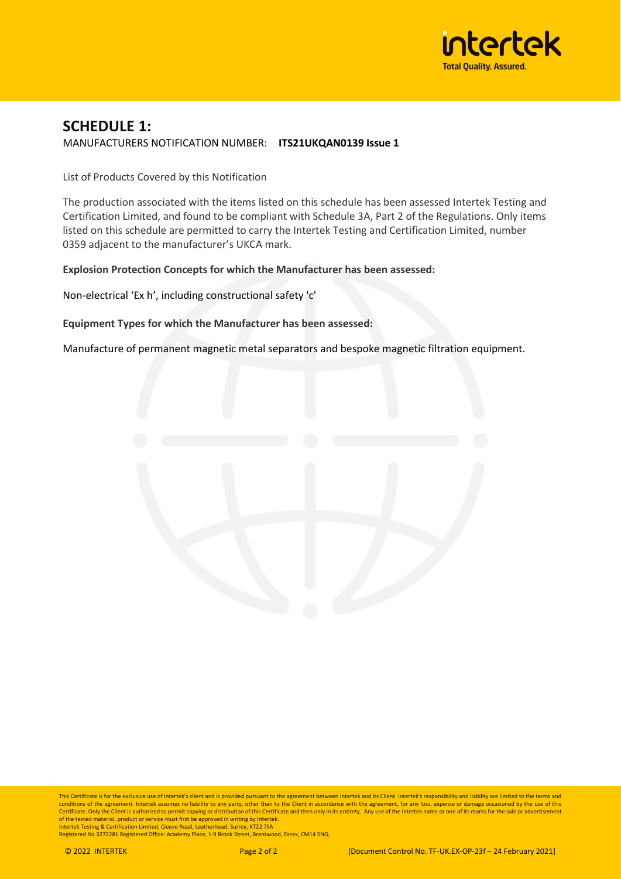## SCHEDULE 1:

MANUFACTURERS NOTIFICATION NUMBER: **ITS21UKQAN0139 Issue 1**

List of Products Covered by this Notification

The production associated with the items listed on this schedule has been assessed Intertek Testing and Certification Limited, and found to be compliant with Schedule 3A, Part 2 of the Regulations. Only items listed on this schedule are permitted to carry the Intertek Testing and Certification Limited, number 0359 adjacent to the manufacturer's UKCA mark.

**Explosion Protection Concepts for which the Manufacturer has been assessed:**

Non-electrical 'Ex h', including constructional safety 'c'

**Equipment Types for which the Manufacturer has been assessed:**

Manufacture of permanent magnetic metal separators and bespoke magnetic filtration equipment.

This Certificate is for the exclusive use of Intertek's client and is provided pursuant to the agreement between Intertek and its Client. Intertek's responsibility and liability are limited to the terms and conditions of the agreement. Intertek assumes no liability to any party, other than to the Client in accordance with the agreement, for any loss, expense or damage occasioned by the use of this Certificate. Only the Client is authorized to permit copying or distribution of this Certificate and then only in its entirety. Any use of the Intertek name or one of its marks for the sale or advertisement of the tested material, product or service must first be approved in writing by Intertek.
Intertek Testing & Certification Limited, Cleeve Road, Leatherhead, Surrey, KT22 7SA
Registered No 3272281 Registered Office: Academy Place, 1-9 Brook Street, Brentwood, Essex, CM14 5NQ.

© 2022 INTERTEK [Document Control No. TF-UK.EX-OP-23f – 24 February 2021]